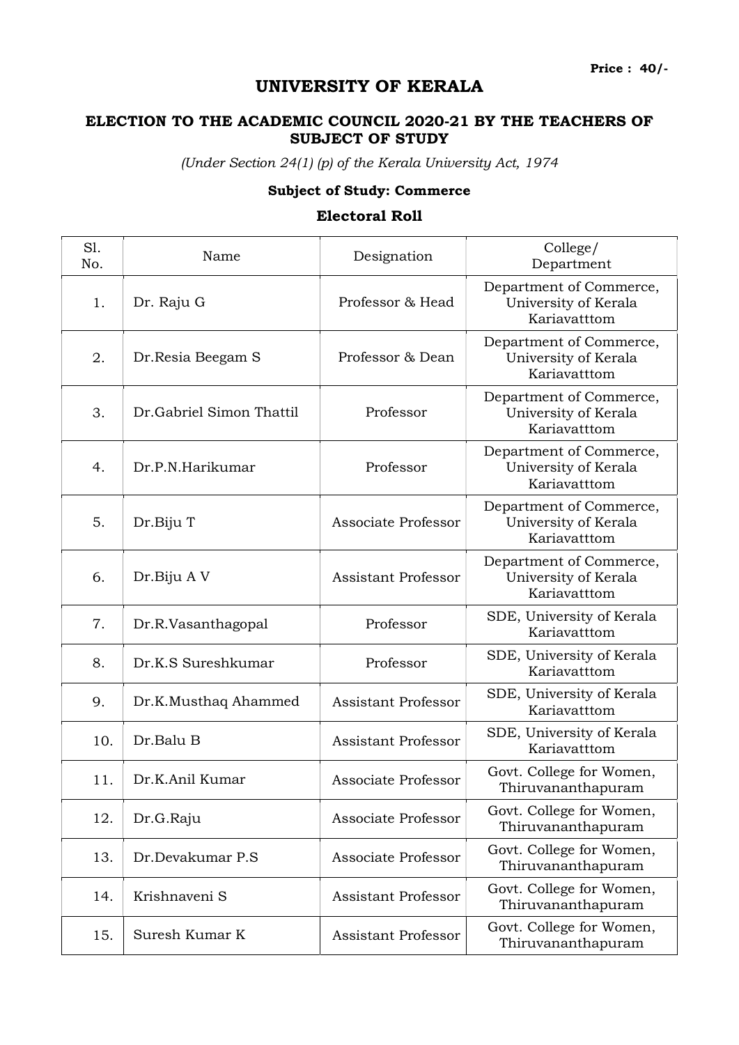Price : 40/-

# UNIVERSITY OF KERALA

## ELECTION TO THE ACADEMIC COUNCIL 2020-21 BY THE TEACHERS OF SUBJECT OF STUDY

*(Under Section 24(1) (p) of the Kerala University Act, 1974*

### Subject of Study: Commerce

### Electoral Roll

| Sl. No. | Name | Designation | College/ Department |
|---|---|---|---|
| 1. | Dr. Raju G | Professor & Head | Department of Commerce, University of Kerala Kariavatttom |
| 2. | Dr.Resia Beegam S | Professor & Dean | Department of Commerce, University of Kerala Kariavatttom |
| 3. | Dr.Gabriel Simon Thattil | Professor | Department of Commerce, University of Kerala Kariavatttom |
| 4. | Dr.P.N.Harikumar | Professor | Department of Commerce, University of Kerala Kariavatttom |
| 5. | Dr.Biju T | Associate Professor | Department of Commerce, University of Kerala Kariavatttom |
| 6. | Dr.Biju A V | Assistant Professor | Department of Commerce, University of Kerala Kariavatttom |
| 7. | Dr.R.Vasanthagopal | Professor | SDE, University of Kerala Kariavatttom |
| 8. | Dr.K.S Sureshkumar | Professor | SDE, University of Kerala Kariavatttom |
| 9. | Dr.K.Musthaq Ahammed | Assistant Professor | SDE, University of Kerala Kariavatttom |
| 10. | Dr.Balu B | Assistant Professor | SDE, University of Kerala Kariavatttom |
| 11. | Dr.K.Anil Kumar | Associate Professor | Govt. College for Women, Thiruvananthapuram |
| 12. | Dr.G.Raju | Associate Professor | Govt. College for Women, Thiruvananthapuram |
| 13. | Dr.Devakumar P.S | Associate Professor | Govt. College for Women, Thiruvananthapuram |
| 14. | Krishnaveni S | Assistant Professor | Govt. College for Women, Thiruvananthapuram |
| 15. | Suresh Kumar K | Assistant Professor | Govt. College for Women, Thiruvananthapuram |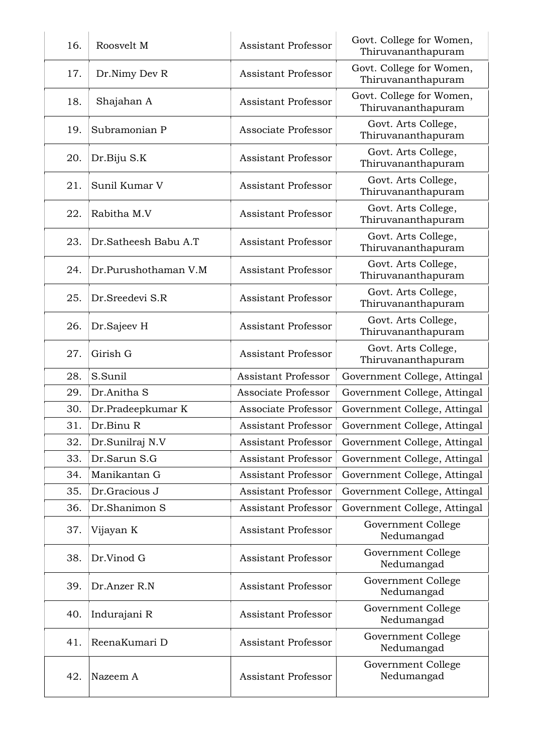| 16. | Roosvelt M | Assistant Professor | Govt. College for Women, Thiruvananthapuram |
|---|---|---|---|
| 17. | Dr.Nimy Dev R | Assistant Professor | Govt. College for Women, Thiruvananthapuram |
| 18. | Shajahan A | Assistant Professor | Govt. College for Women, Thiruvananthapuram |
| 19. | Subramonian P | Associate Professor | Govt. Arts College, Thiruvananthapuram |
| 20. | Dr.Biju S.K | Assistant Professor | Govt. Arts College, Thiruvananthapuram |
| 21. | Sunil Kumar V | Assistant Professor | Govt. Arts College, Thiruvananthapuram |
| 22. | Rabitha M.V | Assistant Professor | Govt. Arts College, Thiruvananthapuram |
| 23. | Dr.Satheesh Babu A.T | Assistant Professor | Govt. Arts College, Thiruvananthapuram |
| 24. | Dr.Purushothaman V.M | Assistant Professor | Govt. Arts College, Thiruvananthapuram |
| 25. | Dr.Sreedevi S.R | Assistant Professor | Govt. Arts College, Thiruvananthapuram |
| 26. | Dr.Sajeev H | Assistant Professor | Govt. Arts College, Thiruvananthapuram |
| 27. | Girish G | Assistant Professor | Govt. Arts College, Thiruvananthapuram |
| 28. | S.Sunil | Assistant Professor | Government College, Attingal |
| 29. | Dr.Anitha S | Associate Professor | Government College, Attingal |
| 30. | Dr.Pradeepkumar K | Associate Professor | Government College, Attingal |
| 31. | Dr.Binu R | Assistant Professor | Government College, Attingal |
| 32. | Dr.Sunilraj N.V | Assistant Professor | Government College, Attingal |
| 33. | Dr.Sarun S.G | Assistant Professor | Government College, Attingal |
| 34. | Manikantan G | Assistant Professor | Government College, Attingal |
| 35. | Dr.Gracious J | Assistant Professor | Government College, Attingal |
| 36. | Dr.Shanimon S | Assistant Professor | Government College, Attingal |
| 37. | Vijayan K | Assistant Professor | Government College Nedumangad |
| 38. | Dr.Vinod G | Assistant Professor | Government College Nedumangad |
| 39. | Dr.Anzer R.N | Assistant Professor | Government College Nedumangad |
| 40. | Indurajani R | Assistant Professor | Government College Nedumangad |
| 41. | ReenaKumari D | Assistant Professor | Government College Nedumangad |
| 42. | Nazeem A | Assistant Professor | Government College Nedumangad |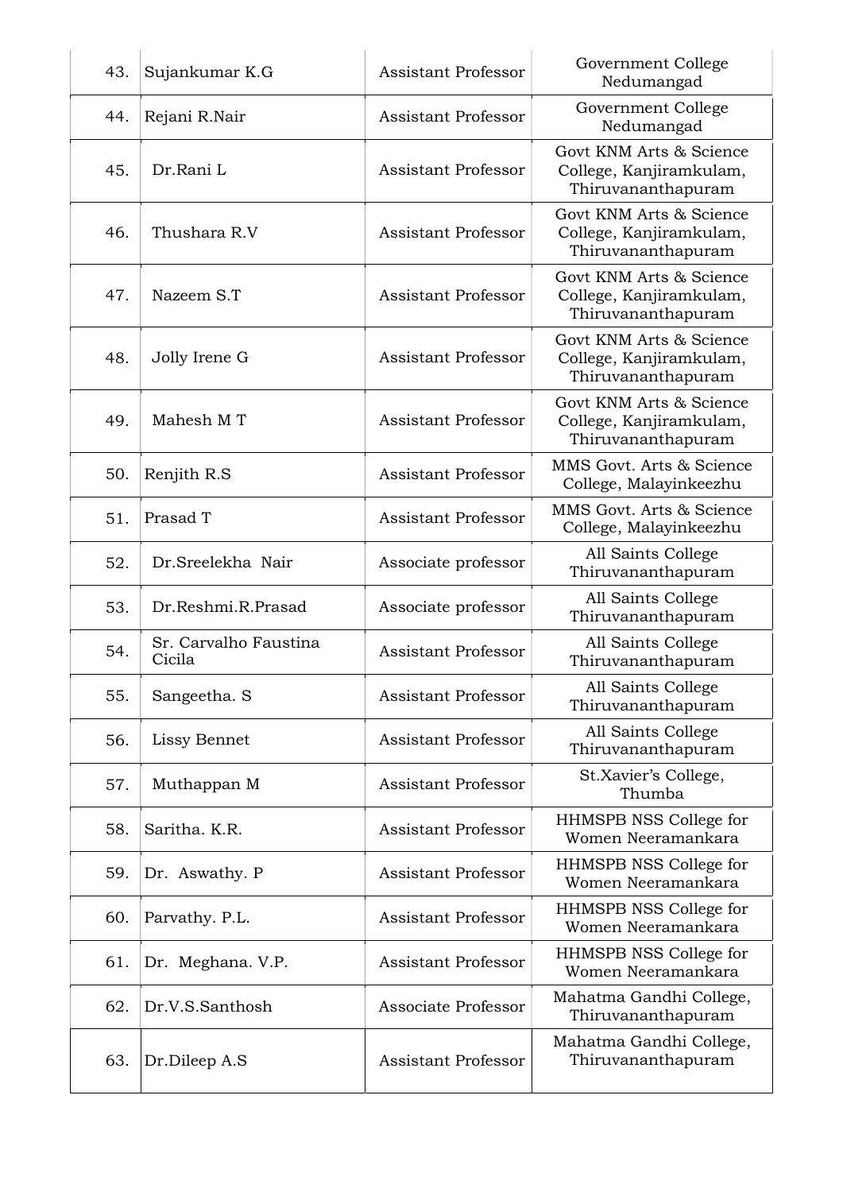| | | | |
|---|---|---|---|
| 43. | Sujankumar K.G | Assistant Professor | Government College Nedumangad |
| 44. | Rejani R.Nair | Assistant Professor | Government College Nedumangad |
| 45. | Dr.Rani L | Assistant Professor | Govt KNM Arts & Science College, Kanjiramkulam, Thiruvananthapuram |
| 46. | Thushara R.V | Assistant Professor | Govt KNM Arts & Science College, Kanjiramkulam, Thiruvananthapuram |
| 47. | Nazeem S.T | Assistant Professor | Govt KNM Arts & Science College, Kanjiramkulam, Thiruvananthapuram |
| 48. | Jolly Irene G | Assistant Professor | Govt KNM Arts & Science College, Kanjiramkulam, Thiruvananthapuram |
| 49. | Mahesh M T | Assistant Professor | Govt KNM Arts & Science College, Kanjiramkulam, Thiruvananthapuram |
| 50. | Renjith R.S | Assistant Professor | MMS Govt. Arts & Science College, Malayinkeezhu |
| 51. | Prasad T | Assistant Professor | MMS Govt. Arts & Science College, Malayinkeezhu |
| 52. | Dr.Sreelekha Nair | Associate professor | All Saints College Thiruvananthapuram |
| 53. | Dr.Reshmi.R.Prasad | Associate professor | All Saints College Thiruvananthapuram |
| 54. | Sr. Carvalho Faustina Cicila | Assistant Professor | All Saints College Thiruvananthapuram |
| 55. | Sangeetha. S | Assistant Professor | All Saints College Thiruvananthapuram |
| 56. | Lissy Bennet | Assistant Professor | All Saints College Thiruvananthapuram |
| 57. | Muthappan M | Assistant Professor | St.Xavier's College, Thumba |
| 58. | Saritha. K.R. | Assistant Professor | HHMSPB NSS College for Women Neeramankara |
| 59. | Dr. Aswathy. P | Assistant Professor | HHMSPB NSS College for Women Neeramankara |
| 60. | Parvathy. P.L. | Assistant Professor | HHMSPB NSS College for Women Neeramankara |
| 61. | Dr. Meghana. V.P. | Assistant Professor | HHMSPB NSS College for Women Neeramankara |
| 62. | Dr.V.S.Santhosh | Associate Professor | Mahatma Gandhi College, Thiruvananthapuram |
| 63. | Dr.Dileep A.S | Assistant Professor | Mahatma Gandhi College, Thiruvananthapuram |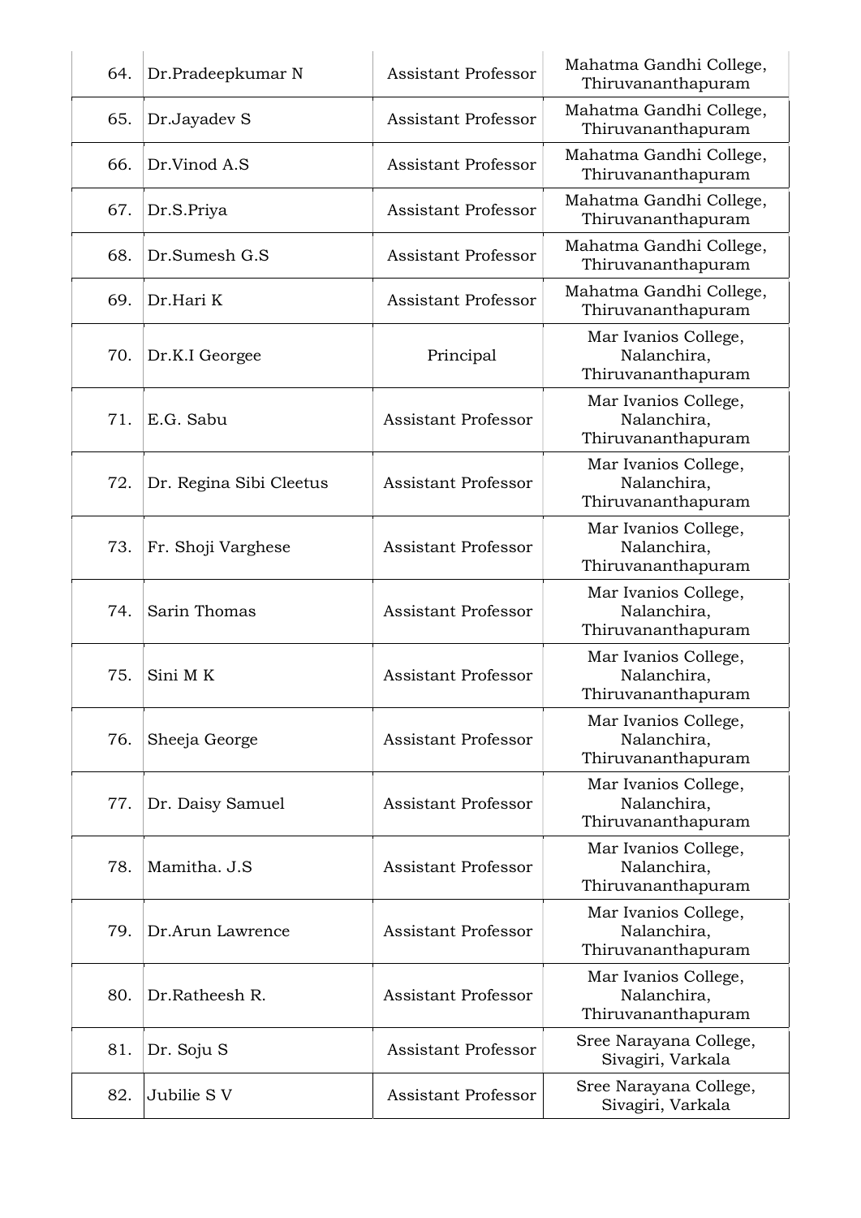| | | | |
|---|---|---|---|
| 64. | Dr.Pradeepkumar N | Assistant Professor | Mahatma Gandhi College, Thiruvananthapuram |
| 65. | Dr.Jayadev S | Assistant Professor | Mahatma Gandhi College, Thiruvananthapuram |
| 66. | Dr.Vinod A.S | Assistant Professor | Mahatma Gandhi College, Thiruvananthapuram |
| 67. | Dr.S.Priya | Assistant Professor | Mahatma Gandhi College, Thiruvananthapuram |
| 68. | Dr.Sumesh G.S | Assistant Professor | Mahatma Gandhi College, Thiruvananthapuram |
| 69. | Dr.Hari K | Assistant Professor | Mahatma Gandhi College, Thiruvananthapuram |
| 70. | Dr.K.I Georgee | Principal | Mar Ivanios College, Nalanchira, Thiruvananthapuram |
| 71. | E.G. Sabu | Assistant Professor | Mar Ivanios College, Nalanchira, Thiruvananthapuram |
| 72. | Dr. Regina Sibi Cleetus | Assistant Professor | Mar Ivanios College, Nalanchira, Thiruvananthapuram |
| 73. | Fr. Shoji Varghese | Assistant Professor | Mar Ivanios College, Nalanchira, Thiruvananthapuram |
| 74. | Sarin Thomas | Assistant Professor | Mar Ivanios College, Nalanchira, Thiruvananthapuram |
| 75. | Sini M K | Assistant Professor | Mar Ivanios College, Nalanchira, Thiruvananthapuram |
| 76. | Sheeja George | Assistant Professor | Mar Ivanios College, Nalanchira, Thiruvananthapuram |
| 77. | Dr. Daisy Samuel | Assistant Professor | Mar Ivanios College, Nalanchira, Thiruvananthapuram |
| 78. | Mamitha. J.S | Assistant Professor | Mar Ivanios College, Nalanchira, Thiruvananthapuram |
| 79. | Dr.Arun Lawrence | Assistant Professor | Mar Ivanios College, Nalanchira, Thiruvananthapuram |
| 80. | Dr.Ratheesh R. | Assistant Professor | Mar Ivanios College, Nalanchira, Thiruvananthapuram |
| 81. | Dr. Soju S | Assistant Professor | Sree Narayana College, Sivagiri, Varkala |
| 82. | Jubilie S V | Assistant Professor | Sree Narayana College, Sivagiri, Varkala |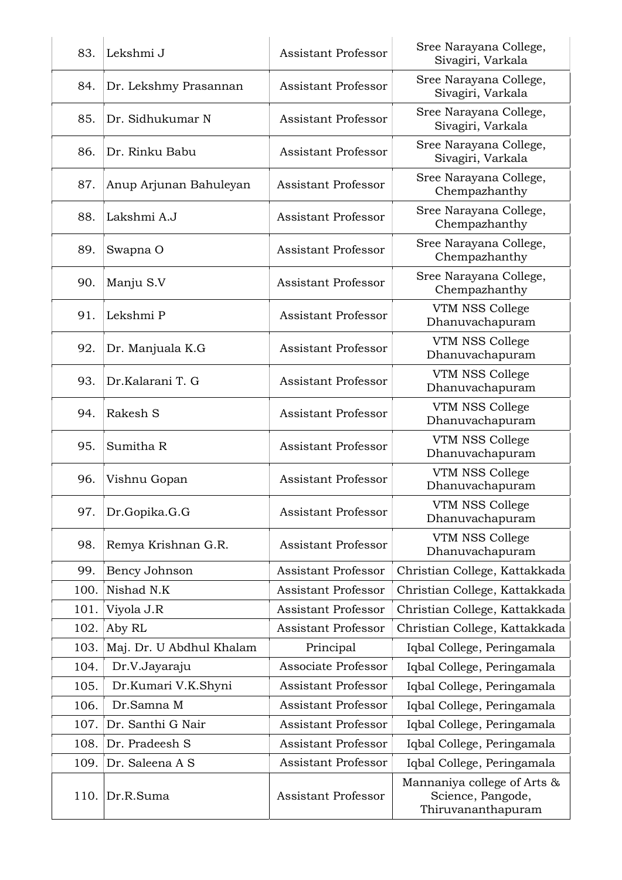| | | | |
|---|---|---|---|
| 83. | Lekshmi J | Assistant Professor | Sree Narayana College, Sivagiri, Varkala |
| 84. | Dr. Lekshmy Prasannan | Assistant Professor | Sree Narayana College, Sivagiri, Varkala |
| 85. | Dr. Sidhukumar N | Assistant Professor | Sree Narayana College, Sivagiri, Varkala |
| 86. | Dr. Rinku Babu | Assistant Professor | Sree Narayana College, Sivagiri, Varkala |
| 87. | Anup Arjunan Bahuleyan | Assistant Professor | Sree Narayana College, Chempazhanthy |
| 88. | Lakshmi A.J | Assistant Professor | Sree Narayana College, Chempazhanthy |
| 89. | Swapna O | Assistant Professor | Sree Narayana College, Chempazhanthy |
| 90. | Manju S.V | Assistant Professor | Sree Narayana College, Chempazhanthy |
| 91. | Lekshmi P | Assistant Professor | VTM NSS College Dhanuvachapuram |
| 92. | Dr. Manjuala K.G | Assistant Professor | VTM NSS College Dhanuvachapuram |
| 93. | Dr.Kalarani T. G | Assistant Professor | VTM NSS College Dhanuvachapuram |
| 94. | Rakesh S | Assistant Professor | VTM NSS College Dhanuvachapuram |
| 95. | Sumitha R | Assistant Professor | VTM NSS College Dhanuvachapuram |
| 96. | Vishnu Gopan | Assistant Professor | VTM NSS College Dhanuvachapuram |
| 97. | Dr.Gopika.G.G | Assistant Professor | VTM NSS College Dhanuvachapuram |
| 98. | Remya Krishnan G.R. | Assistant Professor | VTM NSS College Dhanuvachapuram |
| 99. | Bency Johnson | Assistant Professor | Christian College, Kattakkada |
| 100. | Nishad N.K | Assistant Professor | Christian College, Kattakkada |
| 101. | Viyola J.R | Assistant Professor | Christian College, Kattakkada |
| 102. | Aby RL | Assistant Professor | Christian College, Kattakkada |
| 103. | Maj. Dr. U Abdhul Khalam | Principal | Iqbal College, Peringamala |
| 104. | Dr.V.Jayaraju | Associate Professor | Iqbal College, Peringamala |
| 105. | Dr.Kumari V.K.Shyni | Assistant Professor | Iqbal College, Peringamala |
| 106. | Dr.Samna M | Assistant Professor | Iqbal College, Peringamala |
| 107. | Dr. Santhi G Nair | Assistant Professor | Iqbal College, Peringamala |
| 108. | Dr. Pradeesh S | Assistant Professor | Iqbal College, Peringamala |
| 109. | Dr. Saleena A S | Assistant Professor | Iqbal College, Peringamala |
| 110. | Dr.R.Suma | Assistant Professor | Mannaniya college of Arts & Science, Pangode, Thiruvananthapuram |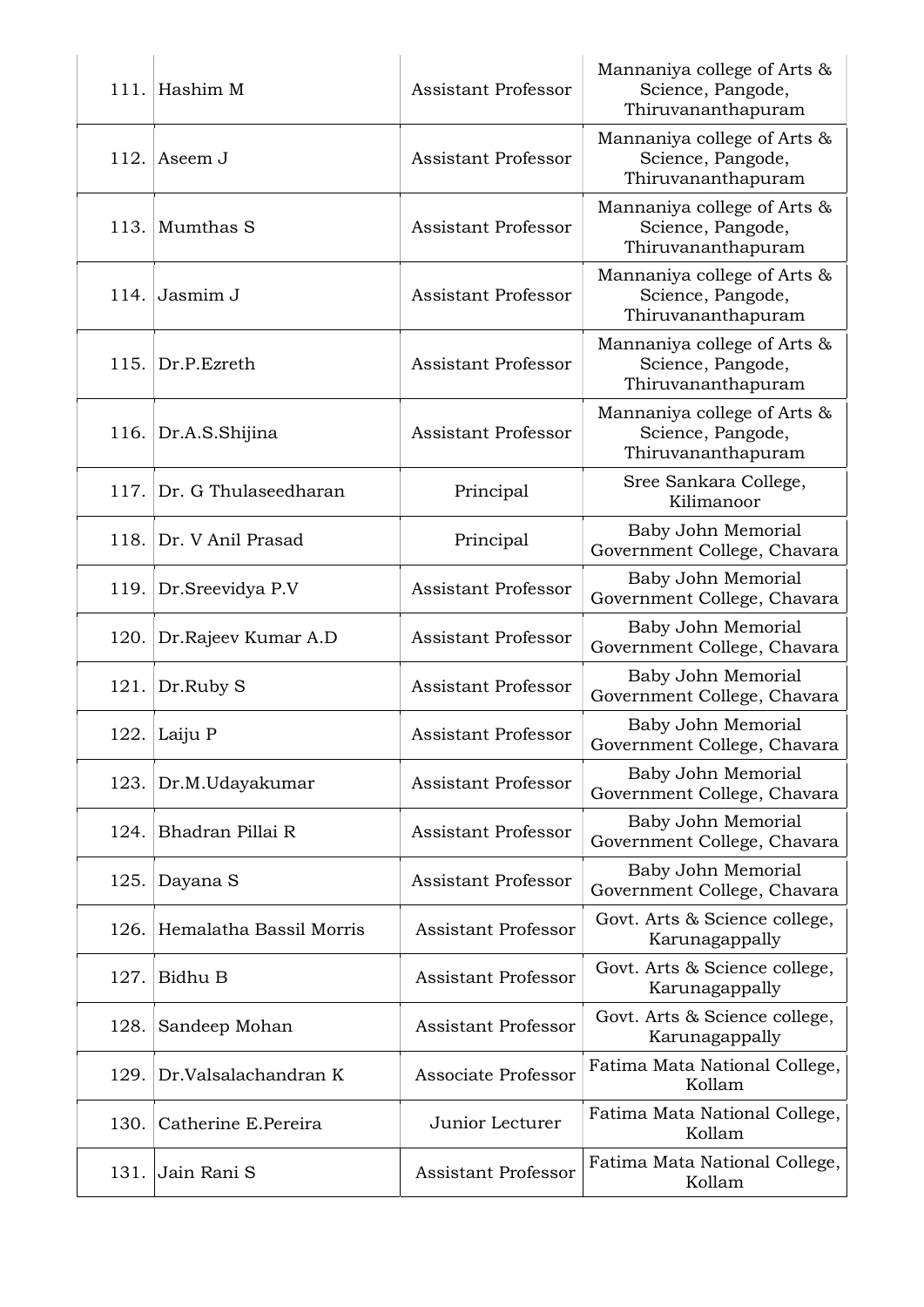| | | | |
|---|---|---|---|
| 111. | Hashim M | Assistant Professor | Mannaniya college of Arts & Science, Pangode, Thiruvananthapuram |
| 112. | Aseem J | Assistant Professor | Mannaniya college of Arts & Science, Pangode, Thiruvananthapuram |
| 113. | Mumthas S | Assistant Professor | Mannaniya college of Arts & Science, Pangode, Thiruvananthapuram |
| 114. | Jasmim J | Assistant Professor | Mannaniya college of Arts & Science, Pangode, Thiruvananthapuram |
| 115. | Dr.P.Ezreth | Assistant Professor | Mannaniya college of Arts & Science, Pangode, Thiruvananthapuram |
| 116. | Dr.A.S.Shijina | Assistant Professor | Mannaniya college of Arts & Science, Pangode, Thiruvananthapuram |
| 117. | Dr. G Thulaseedharan | Principal | Sree Sankara College, Kilimanoor |
| 118. | Dr. V Anil Prasad | Principal | Baby John Memorial Government College, Chavara |
| 119. | Dr.Sreevidya P.V | Assistant Professor | Baby John Memorial Government College, Chavara |
| 120. | Dr.Rajeev Kumar A.D | Assistant Professor | Baby John Memorial Government College, Chavara |
| 121. | Dr.Ruby S | Assistant Professor | Baby John Memorial Government College, Chavara |
| 122. | Laiju P | Assistant Professor | Baby John Memorial Government College, Chavara |
| 123. | Dr.M.Udayakumar | Assistant Professor | Baby John Memorial Government College, Chavara |
| 124. | Bhadran Pillai R | Assistant Professor | Baby John Memorial Government College, Chavara |
| 125. | Dayana S | Assistant Professor | Baby John Memorial Government College, Chavara |
| 126. | Hemalatha Bassil Morris | Assistant Professor | Govt. Arts & Science college, Karunagappally |
| 127. | Bidhu B | Assistant Professor | Govt. Arts & Science college, Karunagappally |
| 128. | Sandeep Mohan | Assistant Professor | Govt. Arts & Science college, Karunagappally |
| 129. | Dr.Valsalachandran K | Associate Professor | Fatima Mata National College, Kollam |
| 130. | Catherine E.Pereira | Junior Lecturer | Fatima Mata National College, Kollam |
| 131. | Jain Rani S | Assistant Professor | Fatima Mata National College, Kollam |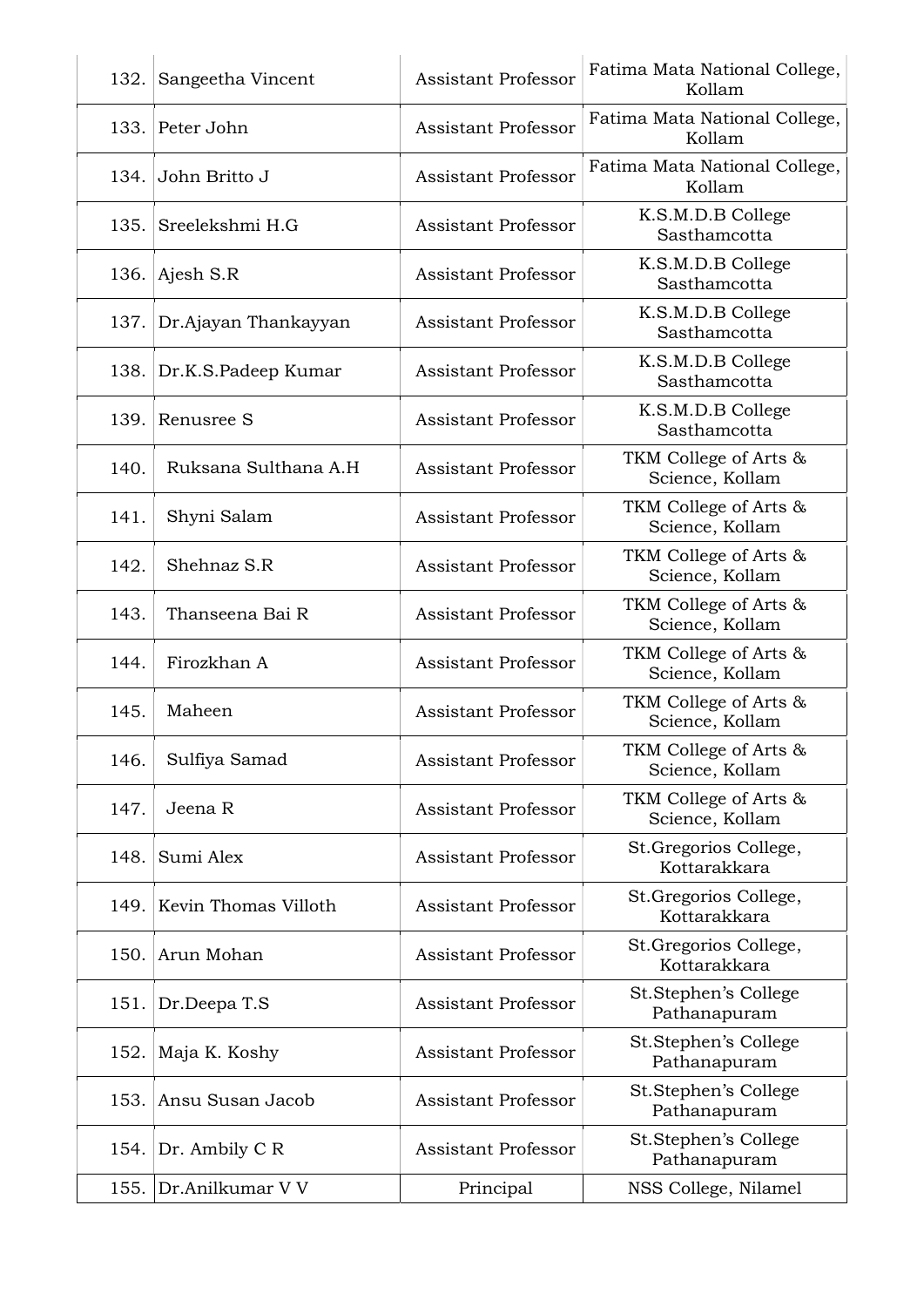| | | | |
|---|---|---|---|
| 132. | Sangeetha Vincent | Assistant Professor | Fatima Mata National College, Kollam |
| 133. | Peter John | Assistant Professor | Fatima Mata National College, Kollam |
| 134. | John Britto J | Assistant Professor | Fatima Mata National College, Kollam |
| 135. | Sreelekshmi H.G | Assistant Professor | K.S.M.D.B College Sasthamcotta |
| 136. | Ajesh S.R | Assistant Professor | K.S.M.D.B College Sasthamcotta |
| 137. | Dr.Ajayan Thankayyan | Assistant Professor | K.S.M.D.B College Sasthamcotta |
| 138. | Dr.K.S.Padeep Kumar | Assistant Professor | K.S.M.D.B College Sasthamcotta |
| 139. | Renusree S | Assistant Professor | K.S.M.D.B College Sasthamcotta |
| 140. | Ruksana Sulthana A.H | Assistant Professor | TKM College of Arts & Science, Kollam |
| 141. | Shyni Salam | Assistant Professor | TKM College of Arts & Science, Kollam |
| 142. | Shehnaz S.R | Assistant Professor | TKM College of Arts & Science, Kollam |
| 143. | Thanseena Bai R | Assistant Professor | TKM College of Arts & Science, Kollam |
| 144. | Firozkhan A | Assistant Professor | TKM College of Arts & Science, Kollam |
| 145. | Maheen | Assistant Professor | TKM College of Arts & Science, Kollam |
| 146. | Sulfiya Samad | Assistant Professor | TKM College of Arts & Science, Kollam |
| 147. | Jeena R | Assistant Professor | TKM College of Arts & Science, Kollam |
| 148. | Sumi Alex | Assistant Professor | St.Gregorios College, Kottarakkara |
| 149. | Kevin Thomas Villoth | Assistant Professor | St.Gregorios College, Kottarakkara |
| 150. | Arun Mohan | Assistant Professor | St.Gregorios College, Kottarakkara |
| 151. | Dr.Deepa T.S | Assistant Professor | St.Stephen's College Pathanapuram |
| 152. | Maja K. Koshy | Assistant Professor | St.Stephen's College Pathanapuram |
| 153. | Ansu Susan Jacob | Assistant Professor | St.Stephen's College Pathanapuram |
| 154. | Dr. Ambily C R | Assistant Professor | St.Stephen's College Pathanapuram |
| 155. | Dr.Anilkumar V V | Principal | NSS College, Nilamel |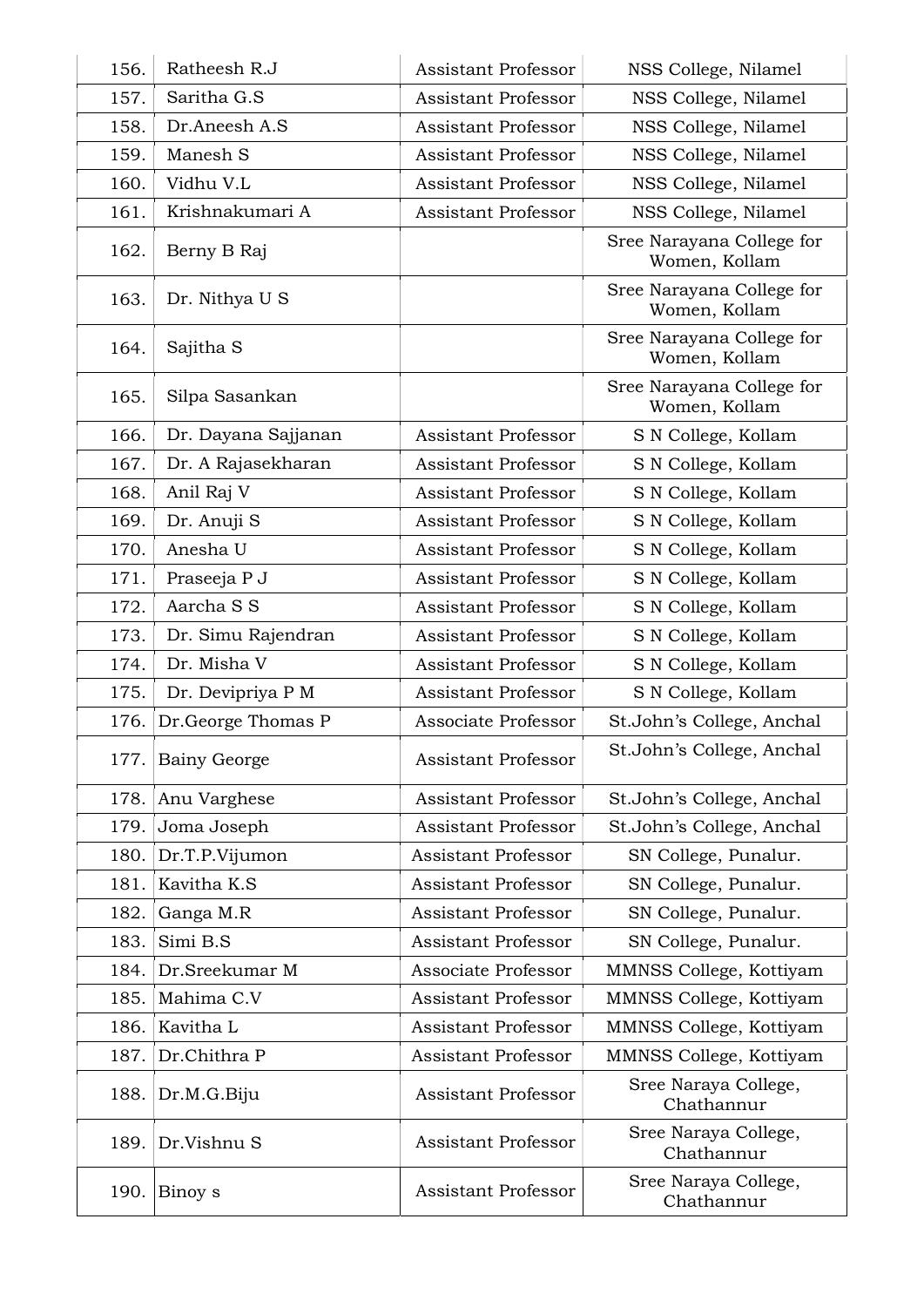| 156. | Ratheesh R.J | Assistant Professor | NSS College, Nilamel |
|---|---|---|---|
| 157. | Saritha G.S | Assistant Professor | NSS College, Nilamel |
| 158. | Dr.Aneesh A.S | Assistant Professor | NSS College, Nilamel |
| 159. | Manesh S | Assistant Professor | NSS College, Nilamel |
| 160. | Vidhu V.L | Assistant Professor | NSS College, Nilamel |
| 161. | Krishnakumari A | Assistant Professor | NSS College, Nilamel |
| 162. | Berny B Raj | | Sree Narayana College for Women, Kollam |
| 163. | Dr. Nithya U S | | Sree Narayana College for Women, Kollam |
| 164. | Sajitha S | | Sree Narayana College for Women, Kollam |
| 165. | Silpa Sasankan | | Sree Narayana College for Women, Kollam |
| 166. | Dr. Dayana Sajjanan | Assistant Professor | S N College, Kollam |
| 167. | Dr. A Rajasekharan | Assistant Professor | S N College, Kollam |
| 168. | Anil Raj V | Assistant Professor | S N College, Kollam |
| 169. | Dr. Anuji S | Assistant Professor | S N College, Kollam |
| 170. | Anesha U | Assistant Professor | S N College, Kollam |
| 171. | Praseeja P J | Assistant Professor | S N College, Kollam |
| 172. | Aarcha S S | Assistant Professor | S N College, Kollam |
| 173. | Dr. Simu Rajendran | Assistant Professor | S N College, Kollam |
| 174. | Dr. Misha V | Assistant Professor | S N College, Kollam |
| 175. | Dr. Devipriya P M | Assistant Professor | S N College, Kollam |
| 176. | Dr.George Thomas P | Associate Professor | St.John's College, Anchal |
| 177. | Bainy George | Assistant Professor | St.John's College, Anchal |
| 178. | Anu Varghese | Assistant Professor | St.John's College, Anchal |
| 179. | Joma Joseph | Assistant Professor | St.John's College, Anchal |
| 180. | Dr.T.P.Vijumon | Assistant Professor | SN College, Punalur. |
| 181. | Kavitha K.S | Assistant Professor | SN College, Punalur. |
| 182. | Ganga M.R | Assistant Professor | SN College, Punalur. |
| 183. | Simi B.S | Assistant Professor | SN College, Punalur. |
| 184. | Dr.Sreekumar M | Associate Professor | MMNSS College, Kottiyam |
| 185. | Mahima C.V | Assistant Professor | MMNSS College, Kottiyam |
| 186. | Kavitha L | Assistant Professor | MMNSS College, Kottiyam |
| 187. | Dr.Chithra P | Assistant Professor | MMNSS College, Kottiyam |
| 188. | Dr.M.G.Biju | Assistant Professor | Sree Naraya College, Chathannur |
| 189. | Dr.Vishnu S | Assistant Professor | Sree Naraya College, Chathannur |
| 190. | Binoy s | Assistant Professor | Sree Naraya College, Chathannur |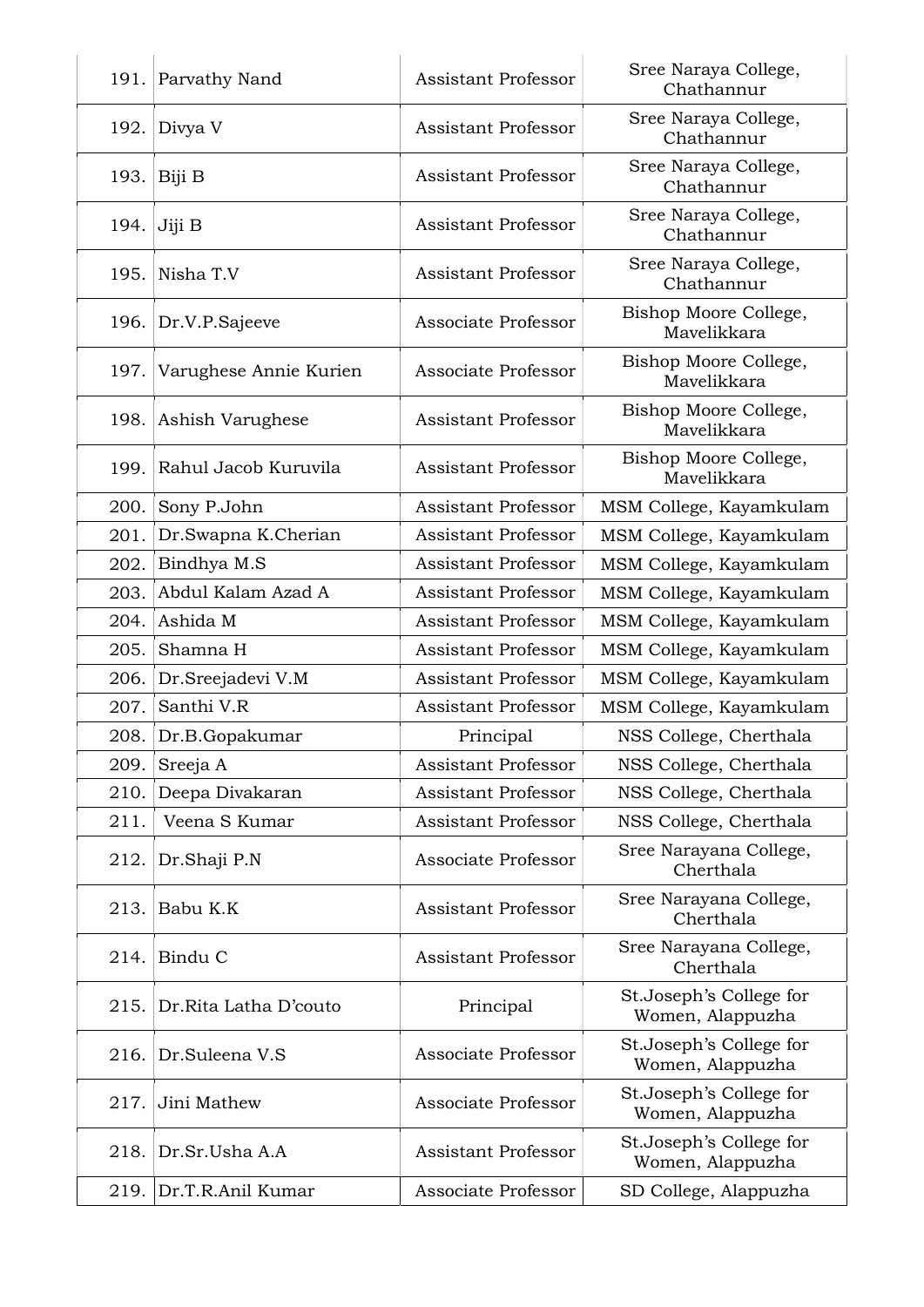| | | | |
|---|---|---|---|
| 191. | Parvathy Nand | Assistant Professor | Sree Naraya College, Chathannur |
| 192. | Divya V | Assistant Professor | Sree Naraya College, Chathannur |
| 193. | Biji B | Assistant Professor | Sree Naraya College, Chathannur |
| 194. | Jiji B | Assistant Professor | Sree Naraya College, Chathannur |
| 195. | Nisha T.V | Assistant Professor | Sree Naraya College, Chathannur |
| 196. | Dr.V.P.Sajeeve | Associate Professor | Bishop Moore College, Mavelikkara |
| 197. | Varughese Annie Kurien | Associate Professor | Bishop Moore College, Mavelikkara |
| 198. | Ashish Varughese | Assistant Professor | Bishop Moore College, Mavelikkara |
| 199. | Rahul Jacob Kuruvila | Assistant Professor | Bishop Moore College, Mavelikkara |
| 200. | Sony P.John | Assistant Professor | MSM College, Kayamkulam |
| 201. | Dr.Swapna K.Cherian | Assistant Professor | MSM College, Kayamkulam |
| 202. | Bindhya M.S | Assistant Professor | MSM College, Kayamkulam |
| 203. | Abdul Kalam Azad A | Assistant Professor | MSM College, Kayamkulam |
| 204. | Ashida M | Assistant Professor | MSM College, Kayamkulam |
| 205. | Shamna H | Assistant Professor | MSM College, Kayamkulam |
| 206. | Dr.Sreejadevi V.M | Assistant Professor | MSM College, Kayamkulam |
| 207. | Santhi V.R | Assistant Professor | MSM College, Kayamkulam |
| 208. | Dr.B.Gopakumar | Principal | NSS College, Cherthala |
| 209. | Sreeja A | Assistant Professor | NSS College, Cherthala |
| 210. | Deepa Divakaran | Assistant Professor | NSS College, Cherthala |
| 211. | Veena S Kumar | Assistant Professor | NSS College, Cherthala |
| 212. | Dr.Shaji P.N | Associate Professor | Sree Narayana College, Cherthala |
| 213. | Babu K.K | Assistant Professor | Sree Narayana College, Cherthala |
| 214. | Bindu C | Assistant Professor | Sree Narayana College, Cherthala |
| 215. | Dr.Rita Latha D'couto | Principal | St.Joseph's College for Women, Alappuzha |
| 216. | Dr.Suleena V.S | Associate Professor | St.Joseph's College for Women, Alappuzha |
| 217. | Jini Mathew | Associate Professor | St.Joseph's College for Women, Alappuzha |
| 218. | Dr.Sr.Usha A.A | Assistant Professor | St.Joseph's College for Women, Alappuzha |
| 219. | Dr.T.R.Anil Kumar | Associate Professor | SD College, Alappuzha |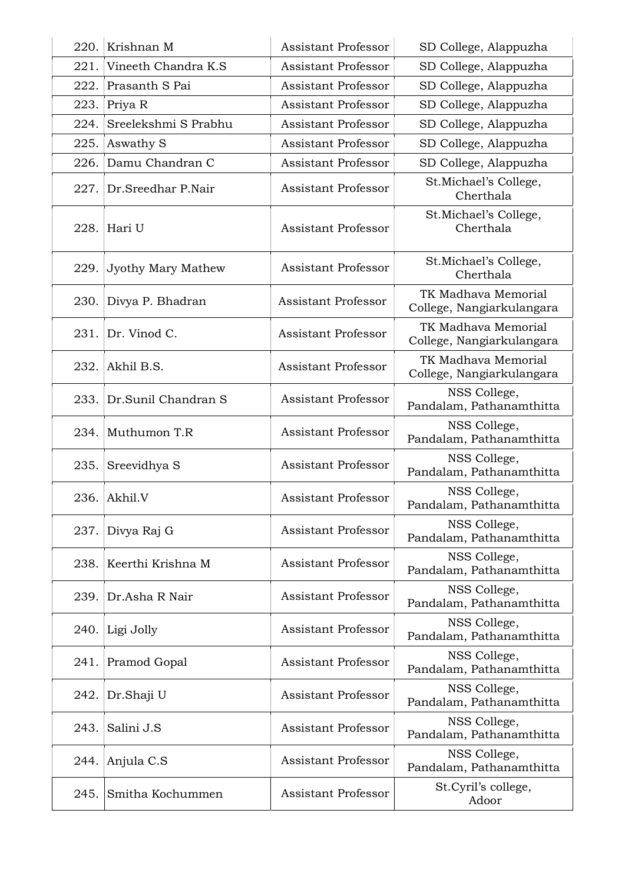| | | | |
|---|---|---|---|
| 220. | Krishnan M | Assistant Professor | SD College, Alappuzha |
| 221. | Vineeth Chandra K.S | Assistant Professor | SD College, Alappuzha |
| 222. | Prasanth S Pai | Assistant Professor | SD College, Alappuzha |
| 223. | Priya R | Assistant Professor | SD College, Alappuzha |
| 224. | Sreelekshmi S Prabhu | Assistant Professor | SD College, Alappuzha |
| 225. | Aswathy S | Assistant Professor | SD College, Alappuzha |
| 226. | Damu Chandran C | Assistant Professor | SD College, Alappuzha |
| 227. | Dr.Sreedhar P.Nair | Assistant Professor | St.Michael's College, Cherthala |
| 228. | Hari U | Assistant Professor | St.Michael's College, Cherthala |
| 229. | Jyothy Mary Mathew | Assistant Professor | St.Michael's College, Cherthala |
| 230. | Divya P. Bhadran | Assistant Professor | TK Madhava Memorial College, Nangiarkulangara |
| 231. | Dr. Vinod C. | Assistant Professor | TK Madhava Memorial College, Nangiarkulangara |
| 232. | Akhil B.S. | Assistant Professor | TK Madhava Memorial College, Nangiarkulangara |
| 233. | Dr.Sunil Chandran S | Assistant Professor | NSS College, Pandalam, Pathanamthitta |
| 234. | Muthumon T.R | Assistant Professor | NSS College, Pandalam, Pathanamthitta |
| 235. | Sreevidhya S | Assistant Professor | NSS College, Pandalam, Pathanamthitta |
| 236. | Akhil.V | Assistant Professor | NSS College, Pandalam, Pathanamthitta |
| 237. | Divya Raj G | Assistant Professor | NSS College, Pandalam, Pathanamthitta |
| 238. | Keerthi Krishna M | Assistant Professor | NSS College, Pandalam, Pathanamthitta |
| 239. | Dr.Asha R Nair | Assistant Professor | NSS College, Pandalam, Pathanamthitta |
| 240. | Ligi Jolly | Assistant Professor | NSS College, Pandalam, Pathanamthitta |
| 241. | Pramod Gopal | Assistant Professor | NSS College, Pandalam, Pathanamthitta |
| 242. | Dr.Shaji U | Assistant Professor | NSS College, Pandalam, Pathanamthitta |
| 243. | Salini J.S | Assistant Professor | NSS College, Pandalam, Pathanamthitta |
| 244. | Anjula C.S | Assistant Professor | NSS College, Pandalam, Pathanamthitta |
| 245. | Smitha Kochummen | Assistant Professor | St.Cyril's college, Adoor |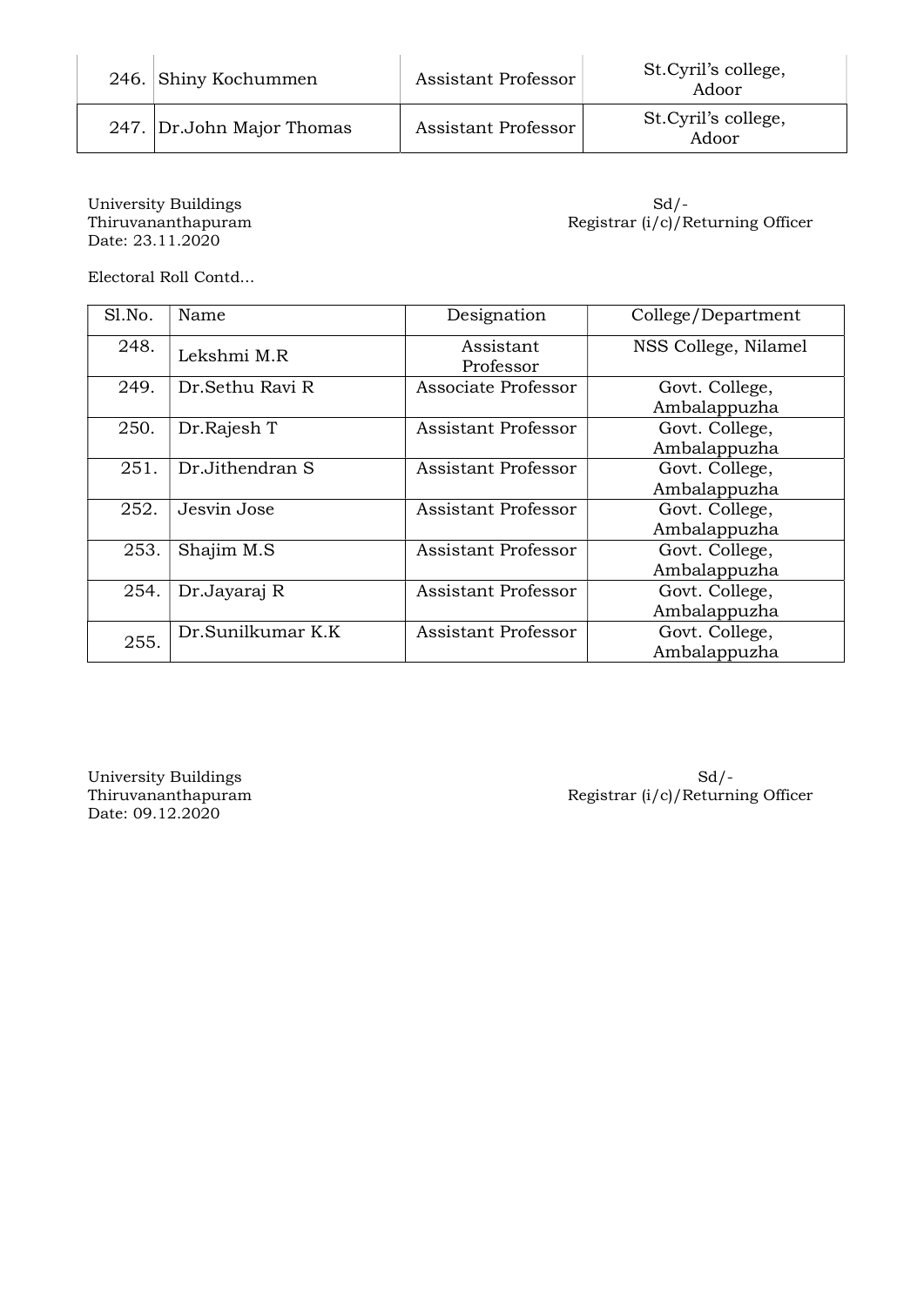| | | | |
|---|---|---|---|
| 246. | Shiny Kochummen | Assistant Professor | St.Cyril's college, Adoor |
| 247. | Dr.John Major Thomas | Assistant Professor | St.Cyril's college, Adoor |

University Buildings
Thiruvananthapuram
Date: 23.11.2020

Sd/-
Registrar (i/c)/Returning Officer

Electoral Roll Contd...

| Sl.No. | Name | Designation | College/Department |
|---|---|---|---|
| 248. | Lekshmi M.R | Assistant Professor | NSS College, Nilamel |
| 249. | Dr.Sethu Ravi R | Associate Professor | Govt. College, Ambalappuzha |
| 250. | Dr.Rajesh T | Assistant Professor | Govt. College, Ambalappuzha |
| 251. | Dr.Jithendran S | Assistant Professor | Govt. College, Ambalappuzha |
| 252. | Jesvin Jose | Assistant Professor | Govt. College, Ambalappuzha |
| 253. | Shajim M.S | Assistant Professor | Govt. College, Ambalappuzha |
| 254. | Dr.Jayaraj R | Assistant Professor | Govt. College, Ambalappuzha |
| 255. | Dr.Sunilkumar K.K | Assistant Professor | Govt. College, Ambalappuzha |

University Buildings
Thiruvananthapuram
Date: 09.12.2020

Sd/-
Registrar (i/c)/Returning Officer